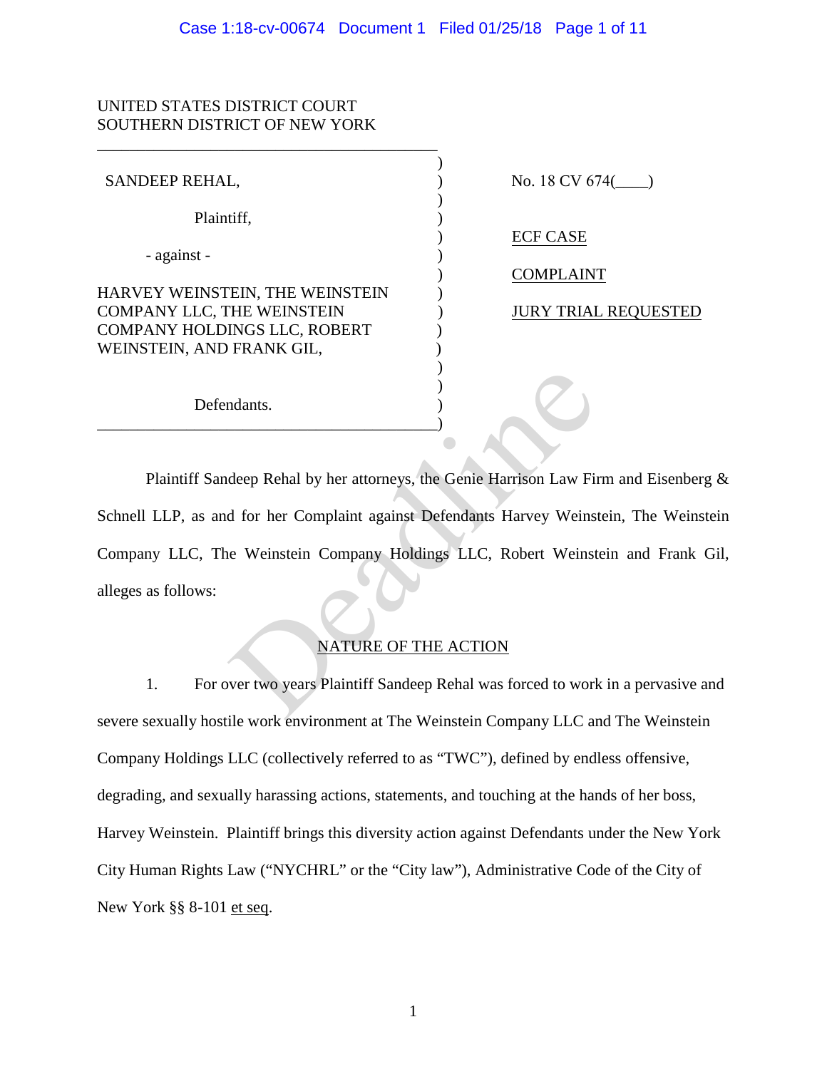UNITED STATES DISTRICT COURT
SOUTHERN DISTRICT OF NEW YORK

| | |
|---|---|
| SANDEEP REHAL,<br><br>Plaintiff,<br><br>- against -<br><br>HARVEY WEINSTEIN, THE WEINSTEIN COMPANY LLC, THE WEINSTEIN COMPANY HOLDINGS LLC, ROBERT WEINSTEIN, AND FRANK GIL,<br><br>Defendants. | No. 18 CV 674(____)<br><br>ECF CASE<br><br>COMPLAINT<br><br>JURY TRIAL REQUESTED |

Plaintiff Sandeep Rehal by her attorneys, the Genie Harrison Law Firm and Eisenberg & Schnell LLP, as and for her Complaint against Defendants Harvey Weinstein, The Weinstein Company LLC, The Weinstein Company Holdings LLC, Robert Weinstein and Frank Gil, alleges as follows:

## NATURE OF THE ACTION

1. For over two years Plaintiff Sandeep Rehal was forced to work in a pervasive and severe sexually hostile work environment at The Weinstein Company LLC and The Weinstein Company Holdings LLC (collectively referred to as "TWC"), defined by endless offensive, degrading, and sexually harassing actions, statements, and touching at the hands of her boss, Harvey Weinstein. Plaintiff brings this diversity action against Defendants under the New York City Human Rights Law ("NYCHRL" or the "City law"), Administrative Code of the City of New York §§ 8-101 et seq.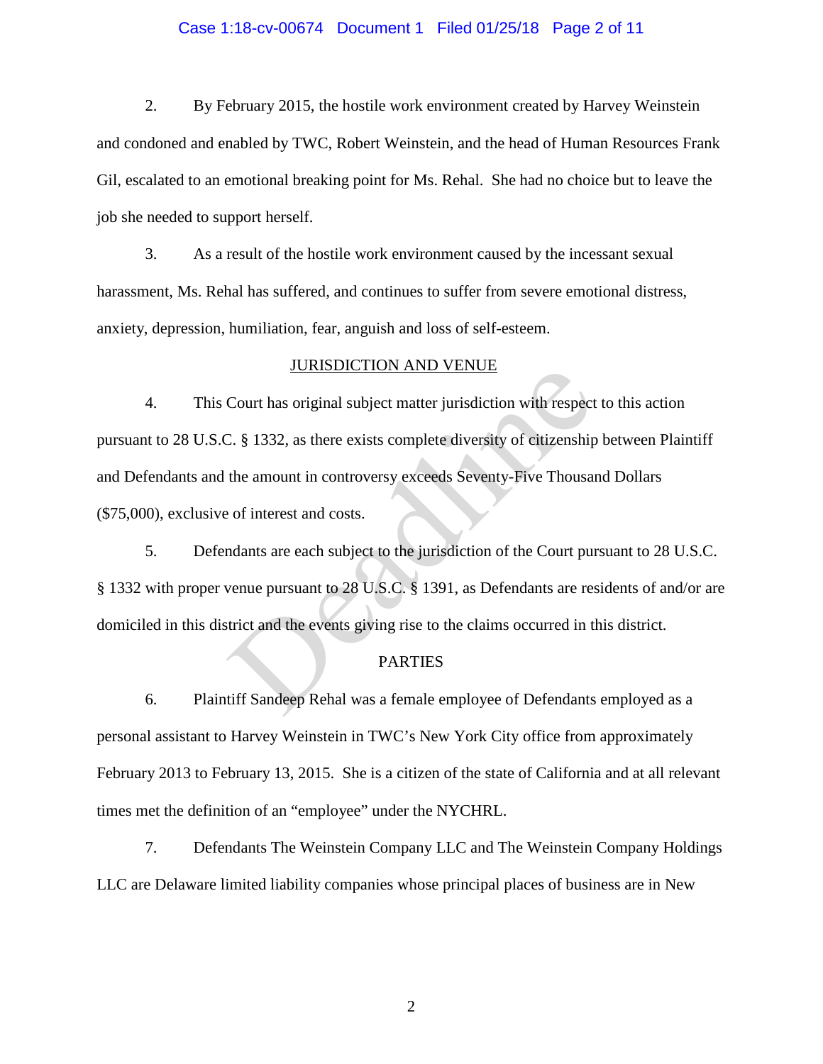2. By February 2015, the hostile work environment created by Harvey Weinstein and condoned and enabled by TWC, Robert Weinstein, and the head of Human Resources Frank Gil, escalated to an emotional breaking point for Ms. Rehal. She had no choice but to leave the job she needed to support herself.

3. As a result of the hostile work environment caused by the incessant sexual harassment, Ms. Rehal has suffered, and continues to suffer from severe emotional distress, anxiety, depression, humiliation, fear, anguish and loss of self-esteem.

## JURISDICTION AND VENUE

4. This Court has original subject matter jurisdiction with respect to this action pursuant to 28 U.S.C. § 1332, as there exists complete diversity of citizenship between Plaintiff and Defendants and the amount in controversy exceeds Seventy-Five Thousand Dollars ($75,000), exclusive of interest and costs.

5. Defendants are each subject to the jurisdiction of the Court pursuant to 28 U.S.C. § 1332 with proper venue pursuant to 28 U.S.C. § 1391, as Defendants are residents of and/or are domiciled in this district and the events giving rise to the claims occurred in this district.

## PARTIES

6. Plaintiff Sandeep Rehal was a female employee of Defendants employed as a personal assistant to Harvey Weinstein in TWC's New York City office from approximately February 2013 to February 13, 2015. She is a citizen of the state of California and at all relevant times met the definition of an "employee" under the NYCHRL.

7. Defendants The Weinstein Company LLC and The Weinstein Company Holdings LLC are Delaware limited liability companies whose principal places of business are in New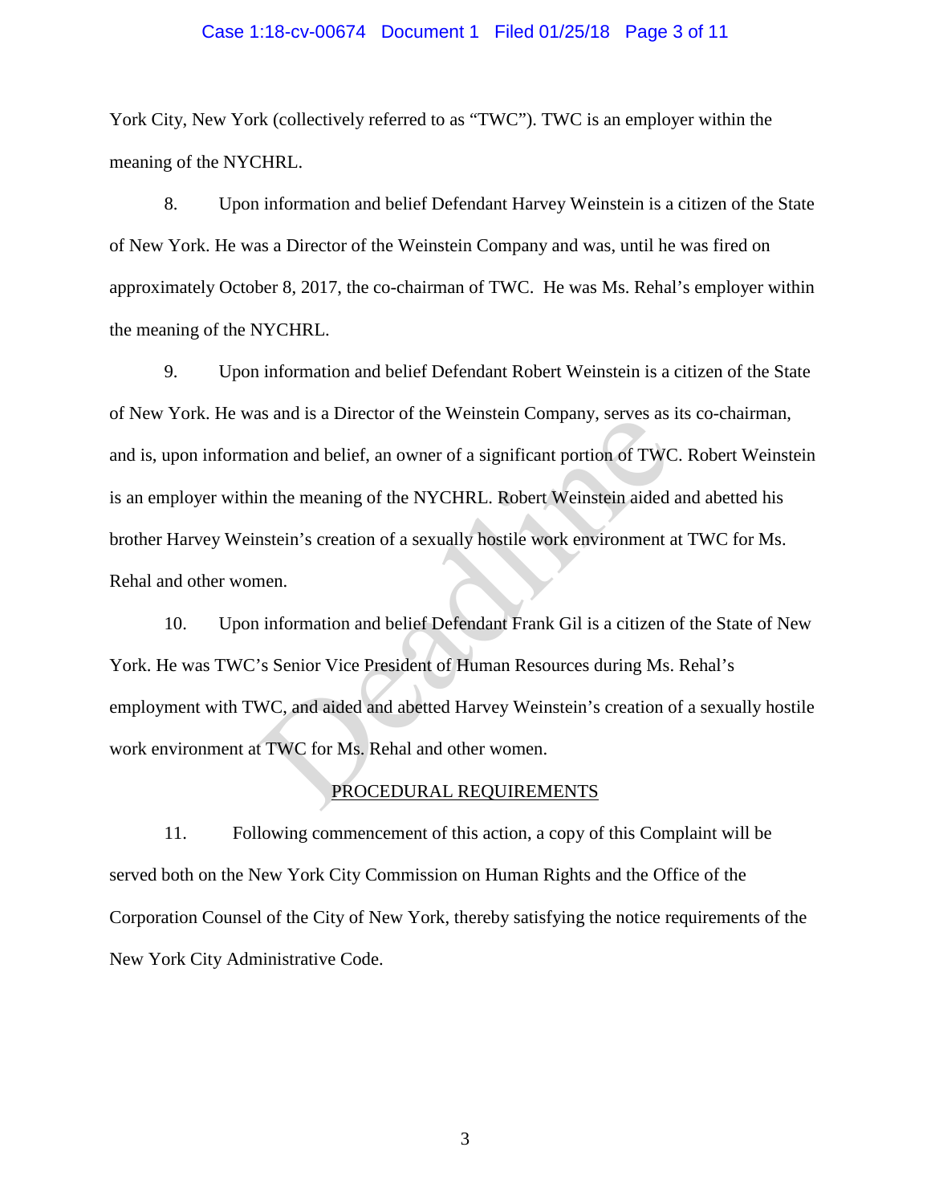York City, New York (collectively referred to as "TWC"). TWC is an employer within the meaning of the NYCHRL.

8. Upon information and belief Defendant Harvey Weinstein is a citizen of the State of New York. He was a Director of the Weinstein Company and was, until he was fired on approximately October 8, 2017, the co-chairman of TWC. He was Ms. Rehal's employer within the meaning of the NYCHRL.

9. Upon information and belief Defendant Robert Weinstein is a citizen of the State of New York. He was and is a Director of the Weinstein Company, serves as its co-chairman, and is, upon information and belief, an owner of a significant portion of TWC. Robert Weinstein is an employer within the meaning of the NYCHRL. Robert Weinstein aided and abetted his brother Harvey Weinstein's creation of a sexually hostile work environment at TWC for Ms. Rehal and other women.

10. Upon information and belief Defendant Frank Gil is a citizen of the State of New York. He was TWC's Senior Vice President of Human Resources during Ms. Rehal's employment with TWC, and aided and abetted Harvey Weinstein's creation of a sexually hostile work environment at TWC for Ms. Rehal and other women.

## PROCEDURAL REQUIREMENTS

11. Following commencement of this action, a copy of this Complaint will be served both on the New York City Commission on Human Rights and the Office of the Corporation Counsel of the City of New York, thereby satisfying the notice requirements of the New York City Administrative Code.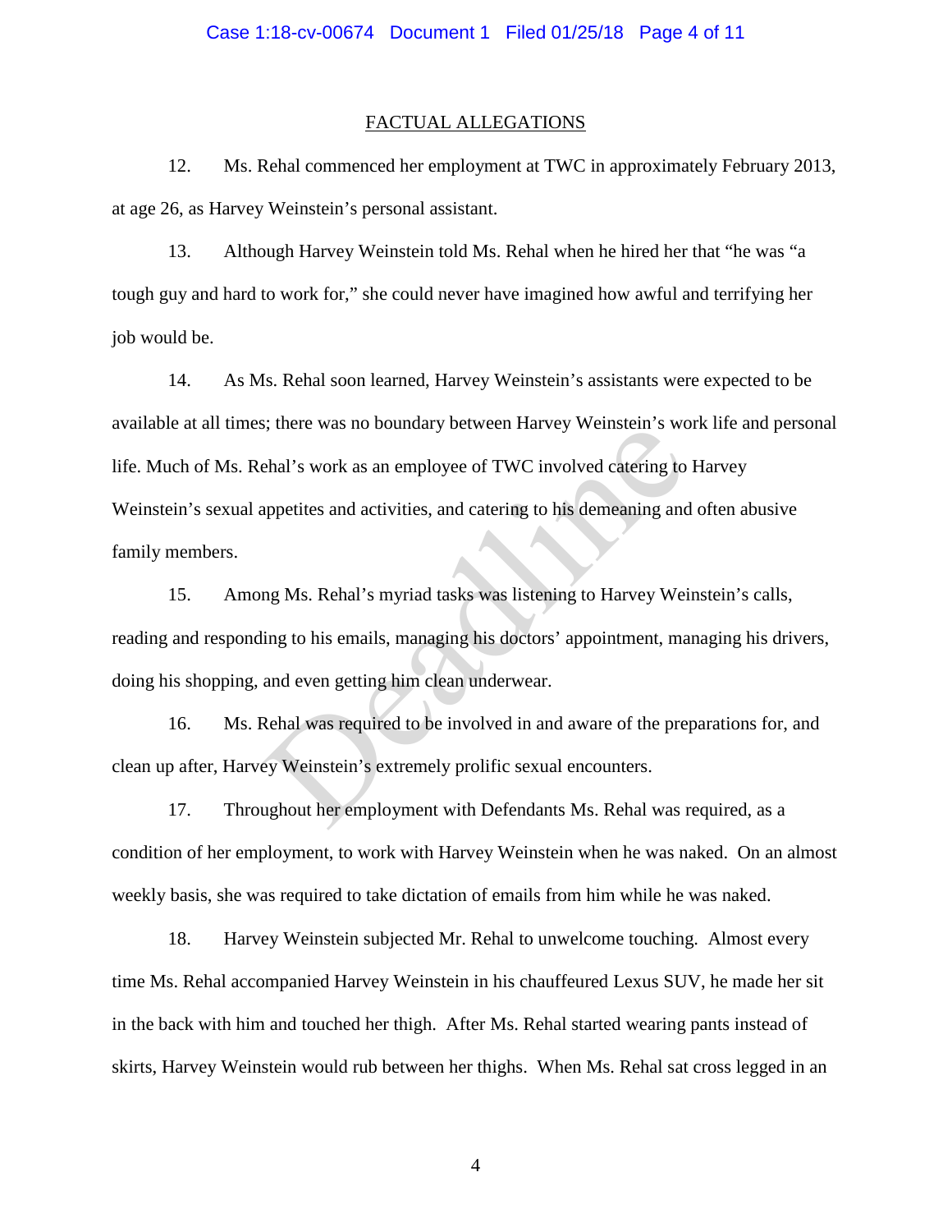## FACTUAL ALLEGATIONS

12. Ms. Rehal commenced her employment at TWC in approximately February 2013, at age 26, as Harvey Weinstein's personal assistant.

13. Although Harvey Weinstein told Ms. Rehal when he hired her that "he was "a tough guy and hard to work for," she could never have imagined how awful and terrifying her job would be.

14. As Ms. Rehal soon learned, Harvey Weinstein's assistants were expected to be available at all times; there was no boundary between Harvey Weinstein's work life and personal life. Much of Ms. Rehal's work as an employee of TWC involved catering to Harvey Weinstein's sexual appetites and activities, and catering to his demeaning and often abusive family members.

15. Among Ms. Rehal's myriad tasks was listening to Harvey Weinstein's calls, reading and responding to his emails, managing his doctors' appointment, managing his drivers, doing his shopping, and even getting him clean underwear.

16. Ms. Rehal was required to be involved in and aware of the preparations for, and clean up after, Harvey Weinstein's extremely prolific sexual encounters.

17. Throughout her employment with Defendants Ms. Rehal was required, as a condition of her employment, to work with Harvey Weinstein when he was naked. On an almost weekly basis, she was required to take dictation of emails from him while he was naked.

18. Harvey Weinstein subjected Mr. Rehal to unwelcome touching. Almost every time Ms. Rehal accompanied Harvey Weinstein in his chauffeured Lexus SUV, he made her sit in the back with him and touched her thigh. After Ms. Rehal started wearing pants instead of skirts, Harvey Weinstein would rub between her thighs. When Ms. Rehal sat cross legged in an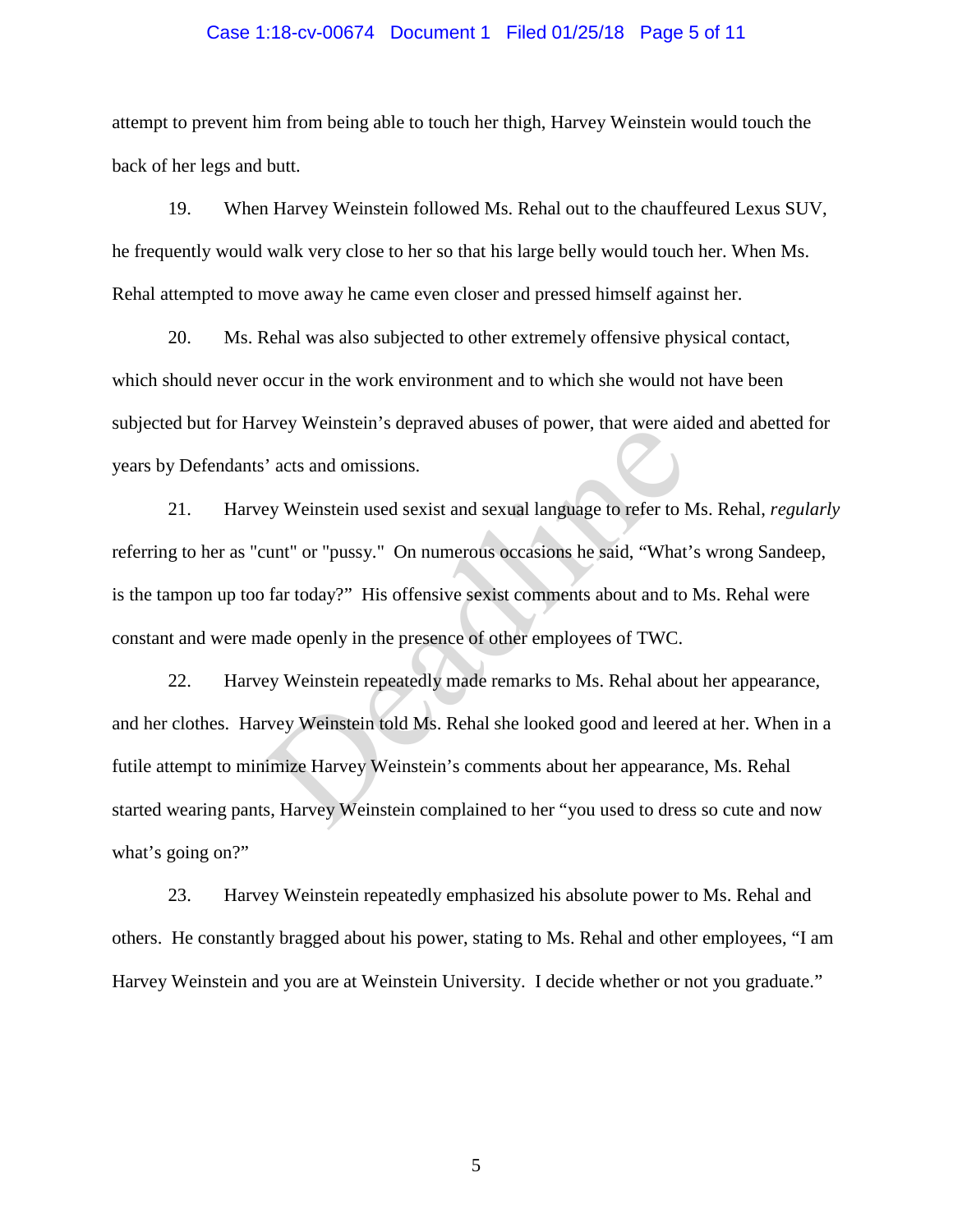attempt to prevent him from being able to touch her thigh, Harvey Weinstein would touch the back of her legs and butt.

19. When Harvey Weinstein followed Ms. Rehal out to the chauffeured Lexus SUV, he frequently would walk very close to her so that his large belly would touch her. When Ms. Rehal attempted to move away he came even closer and pressed himself against her.

20. Ms. Rehal was also subjected to other extremely offensive physical contact, which should never occur in the work environment and to which she would not have been subjected but for Harvey Weinstein's depraved abuses of power, that were aided and abetted for years by Defendants' acts and omissions.

21. Harvey Weinstein used sexist and sexual language to refer to Ms. Rehal, *regularly* referring to her as "cunt" or "pussy." On numerous occasions he said, "What's wrong Sandeep, is the tampon up too far today?" His offensive sexist comments about and to Ms. Rehal were constant and were made openly in the presence of other employees of TWC.

22. Harvey Weinstein repeatedly made remarks to Ms. Rehal about her appearance, and her clothes. Harvey Weinstein told Ms. Rehal she looked good and leered at her. When in a futile attempt to minimize Harvey Weinstein's comments about her appearance, Ms. Rehal started wearing pants, Harvey Weinstein complained to her "you used to dress so cute and now what's going on?"

23. Harvey Weinstein repeatedly emphasized his absolute power to Ms. Rehal and others. He constantly bragged about his power, stating to Ms. Rehal and other employees, "I am Harvey Weinstein and you are at Weinstein University. I decide whether or not you graduate."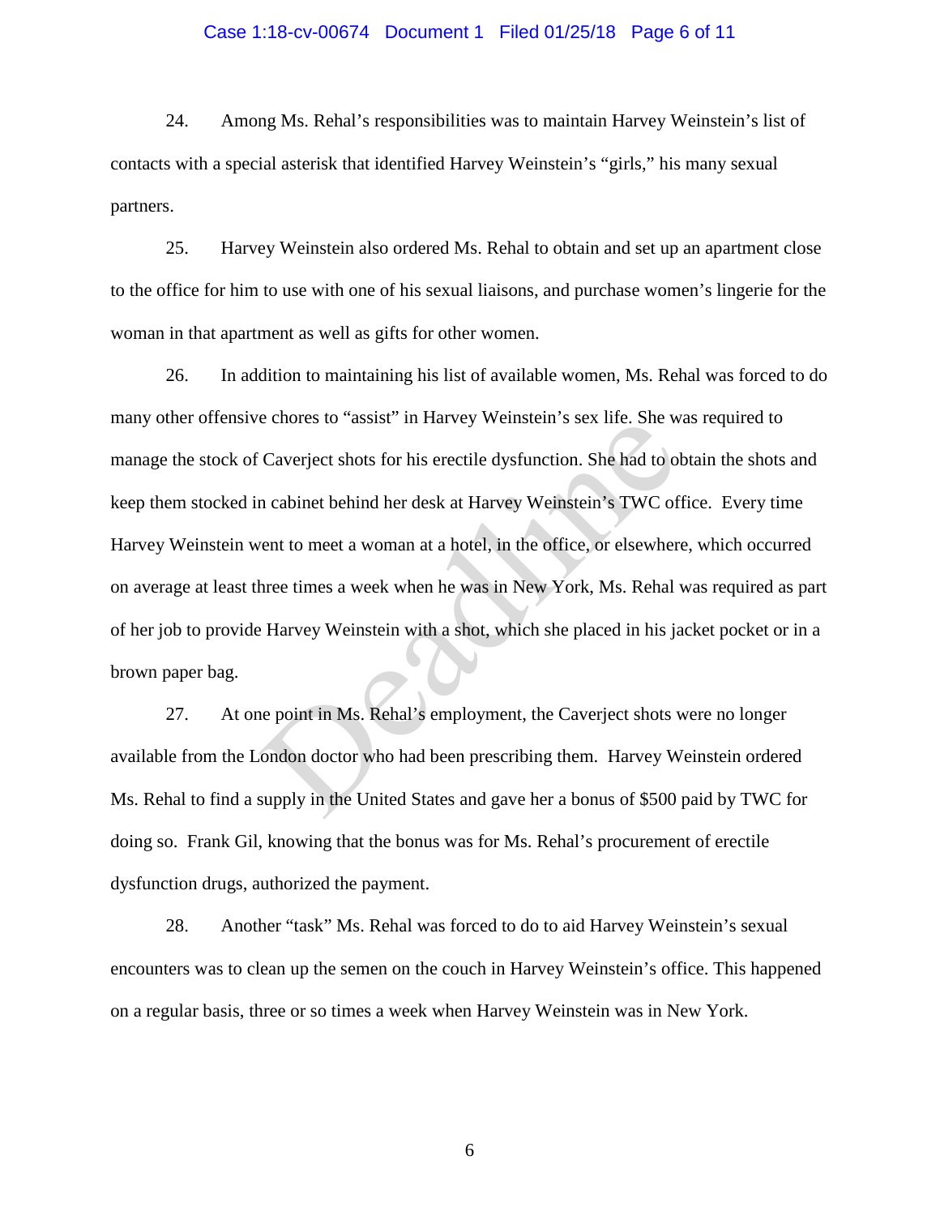24. Among Ms. Rehal's responsibilities was to maintain Harvey Weinstein's list of contacts with a special asterisk that identified Harvey Weinstein's "girls," his many sexual partners.

25. Harvey Weinstein also ordered Ms. Rehal to obtain and set up an apartment close to the office for him to use with one of his sexual liaisons, and purchase women's lingerie for the woman in that apartment as well as gifts for other women.

26. In addition to maintaining his list of available women, Ms. Rehal was forced to do many other offensive chores to "assist" in Harvey Weinstein's sex life. She was required to manage the stock of Caverject shots for his erectile dysfunction. She had to obtain the shots and keep them stocked in cabinet behind her desk at Harvey Weinstein's TWC office. Every time Harvey Weinstein went to meet a woman at a hotel, in the office, or elsewhere, which occurred on average at least three times a week when he was in New York, Ms. Rehal was required as part of her job to provide Harvey Weinstein with a shot, which she placed in his jacket pocket or in a brown paper bag.

27. At one point in Ms. Rehal's employment, the Caverject shots were no longer available from the London doctor who had been prescribing them. Harvey Weinstein ordered Ms. Rehal to find a supply in the United States and gave her a bonus of $500 paid by TWC for doing so. Frank Gil, knowing that the bonus was for Ms. Rehal's procurement of erectile dysfunction drugs, authorized the payment.

28. Another "task" Ms. Rehal was forced to do to aid Harvey Weinstein's sexual encounters was to clean up the semen on the couch in Harvey Weinstein's office. This happened on a regular basis, three or so times a week when Harvey Weinstein was in New York.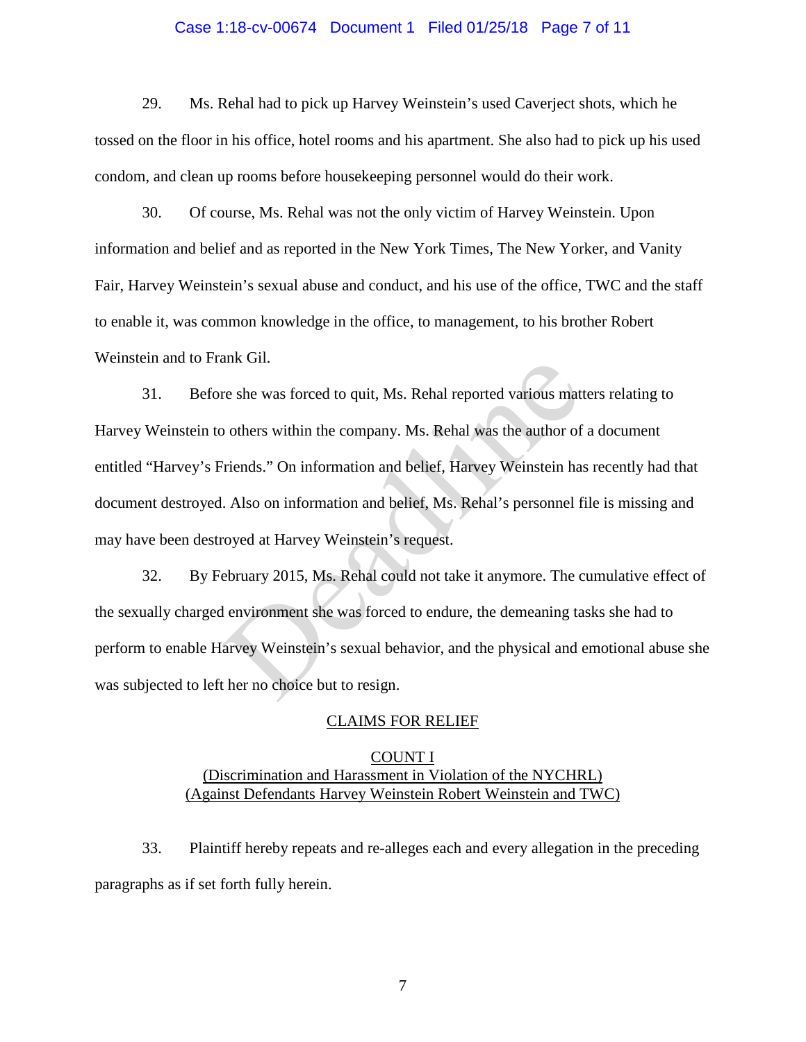29. Ms. Rehal had to pick up Harvey Weinstein's used Caverject shots, which he tossed on the floor in his office, hotel rooms and his apartment. She also had to pick up his used condom, and clean up rooms before housekeeping personnel would do their work.

30. Of course, Ms. Rehal was not the only victim of Harvey Weinstein. Upon information and belief and as reported in the New York Times, The New Yorker, and Vanity Fair, Harvey Weinstein's sexual abuse and conduct, and his use of the office, TWC and the staff to enable it, was common knowledge in the office, to management, to his brother Robert Weinstein and to Frank Gil.

31. Before she was forced to quit, Ms. Rehal reported various matters relating to Harvey Weinstein to others within the company. Ms. Rehal was the author of a document entitled "Harvey's Friends." On information and belief, Harvey Weinstein has recently had that document destroyed. Also on information and belief, Ms. Rehal's personnel file is missing and may have been destroyed at Harvey Weinstein's request.

32. By February 2015, Ms. Rehal could not take it anymore. The cumulative effect of the sexually charged environment she was forced to endure, the demeaning tasks she had to perform to enable Harvey Weinstein's sexual behavior, and the physical and emotional abuse she was subjected to left her no choice but to resign.

## CLAIMS FOR RELIEF

### COUNT I
### (Discrimination and Harassment in Violation of the NYCHRL)
### (Against Defendants Harvey Weinstein Robert Weinstein and TWC)

33. Plaintiff hereby repeats and re-alleges each and every allegation in the preceding paragraphs as if set forth fully herein.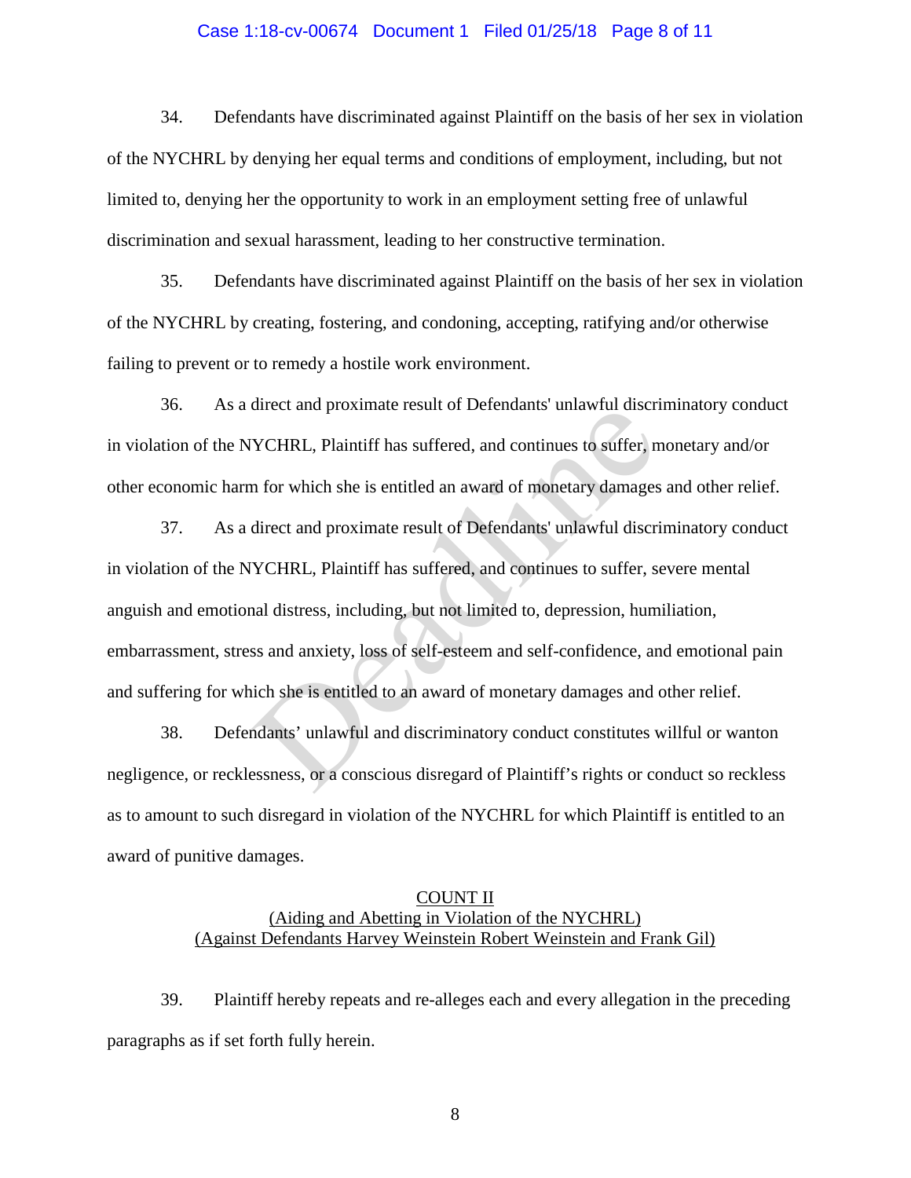34. Defendants have discriminated against Plaintiff on the basis of her sex in violation of the NYCHRL by denying her equal terms and conditions of employment, including, but not limited to, denying her the opportunity to work in an employment setting free of unlawful discrimination and sexual harassment, leading to her constructive termination.

35. Defendants have discriminated against Plaintiff on the basis of her sex in violation of the NYCHRL by creating, fostering, and condoning, accepting, ratifying and/or otherwise failing to prevent or to remedy a hostile work environment.

36. As a direct and proximate result of Defendants' unlawful discriminatory conduct in violation of the NYCHRL, Plaintiff has suffered, and continues to suffer, monetary and/or other economic harm for which she is entitled an award of monetary damages and other relief.

37. As a direct and proximate result of Defendants' unlawful discriminatory conduct in violation of the NYCHRL, Plaintiff has suffered, and continues to suffer, severe mental anguish and emotional distress, including, but not limited to, depression, humiliation, embarrassment, stress and anxiety, loss of self-esteem and self-confidence, and emotional pain and suffering for which she is entitled to an award of monetary damages and other relief.

38. Defendants' unlawful and discriminatory conduct constitutes willful or wanton negligence, or recklessness, or a conscious disregard of Plaintiff's rights or conduct so reckless as to amount to such disregard in violation of the NYCHRL for which Plaintiff is entitled to an award of punitive damages.

<u>COUNT II</u>
<u>(Aiding and Abetting in Violation of the NYCHRL)</u>
<u>(Against Defendants Harvey Weinstein Robert Weinstein and Frank Gil)</u>

39. Plaintiff hereby repeats and re-alleges each and every allegation in the preceding paragraphs as if set forth fully herein.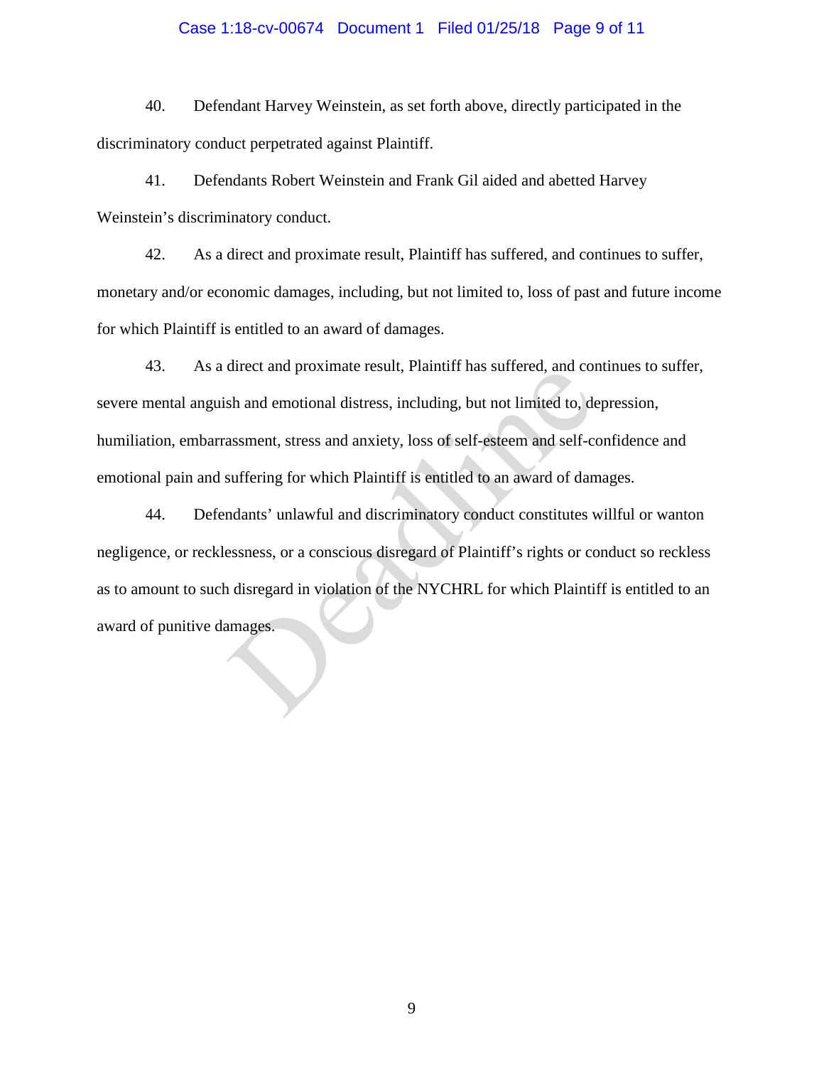40. Defendant Harvey Weinstein, as set forth above, directly participated in the discriminatory conduct perpetrated against Plaintiff.

41. Defendants Robert Weinstein and Frank Gil aided and abetted Harvey Weinstein's discriminatory conduct.

42. As a direct and proximate result, Plaintiff has suffered, and continues to suffer, monetary and/or economic damages, including, but not limited to, loss of past and future income for which Plaintiff is entitled to an award of damages.

43. As a direct and proximate result, Plaintiff has suffered, and continues to suffer, severe mental anguish and emotional distress, including, but not limited to, depression, humiliation, embarrassment, stress and anxiety, loss of self-esteem and self-confidence and emotional pain and suffering for which Plaintiff is entitled to an award of damages.

44. Defendants' unlawful and discriminatory conduct constitutes willful or wanton negligence, or recklessness, or a conscious disregard of Plaintiff's rights or conduct so reckless as to amount to such disregard in violation of the NYCHRL for which Plaintiff is entitled to an award of punitive damages.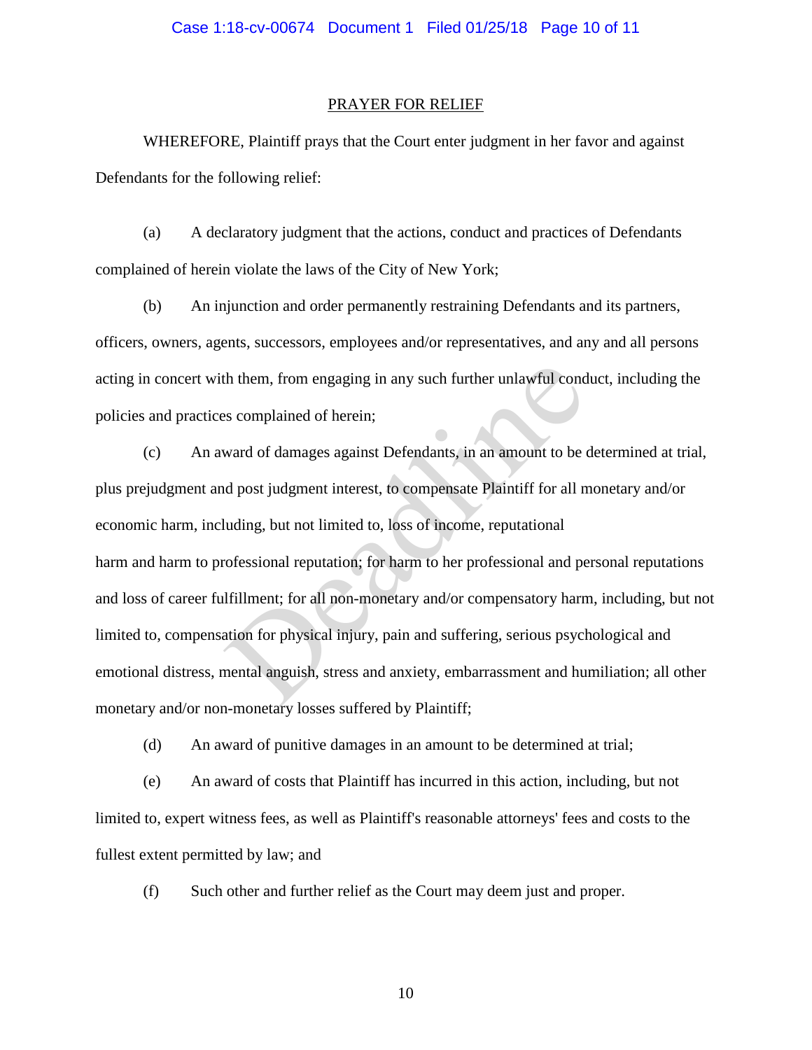## PRAYER FOR RELIEF

WHEREFORE, Plaintiff prays that the Court enter judgment in her favor and against Defendants for the following relief:

(a) A declaratory judgment that the actions, conduct and practices of Defendants complained of herein violate the laws of the City of New York;

(b) An injunction and order permanently restraining Defendants and its partners, officers, owners, agents, successors, employees and/or representatives, and any and all persons acting in concert with them, from engaging in any such further unlawful conduct, including the policies and practices complained of herein;

(c) An award of damages against Defendants, in an amount to be determined at trial, plus prejudgment and post judgment interest, to compensate Plaintiff for all monetary and/or economic harm, including, but not limited to, loss of income, reputational harm and harm to professional reputation; for harm to her professional and personal reputations and loss of career fulfillment; for all non-monetary and/or compensatory harm, including, but not limited to, compensation for physical injury, pain and suffering, serious psychological and emotional distress, mental anguish, stress and anxiety, embarrassment and humiliation; all other monetary and/or non-monetary losses suffered by Plaintiff;

(d) An award of punitive damages in an amount to be determined at trial;

(e) An award of costs that Plaintiff has incurred in this action, including, but not limited to, expert witness fees, as well as Plaintiff's reasonable attorneys' fees and costs to the fullest extent permitted by law; and

(f) Such other and further relief as the Court may deem just and proper.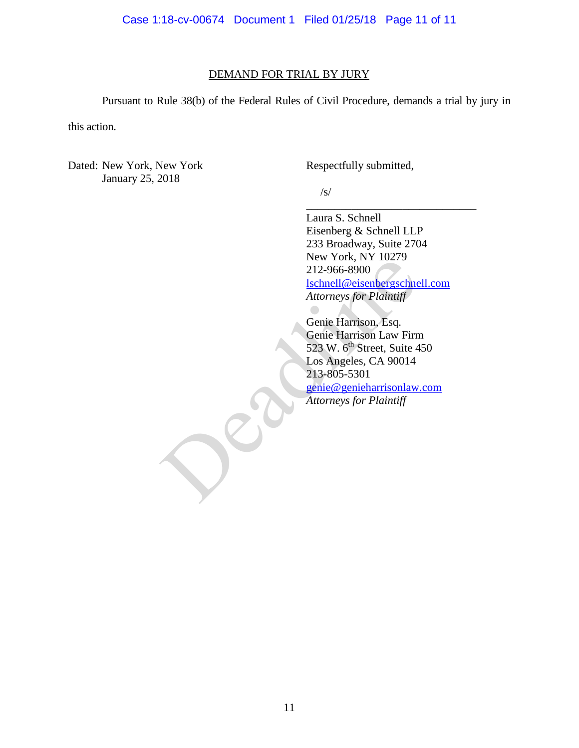<u>DEMAND FOR TRIAL BY JURY</u>

Pursuant to Rule 38(b) of the Federal Rules of Civil Procedure, demands a trial by jury in this action.

Dated: New York, New York
January 25, 2018

Respectfully submitted,

/s/

\_\_\_\_\_\_\_\_\_\_\_\_\_\_\_\_\_\_\_\_\_\_\_\_\_\_\_\_\_\_

Laura S. Schnell
Eisenberg & Schnell LLP
233 Broadway, Suite 2704
New York, NY 10279
212-966-8900
lschnell@eisenbergschnell.com
*Attorneys for Plaintiff*

Genie Harrison, Esq.
Genie Harrison Law Firm
523 W. 6th Street, Suite 450
Los Angeles, CA 90014
213-805-5301
genie@genieharrisonlaw.com
*Attorneys for Plaintiff*